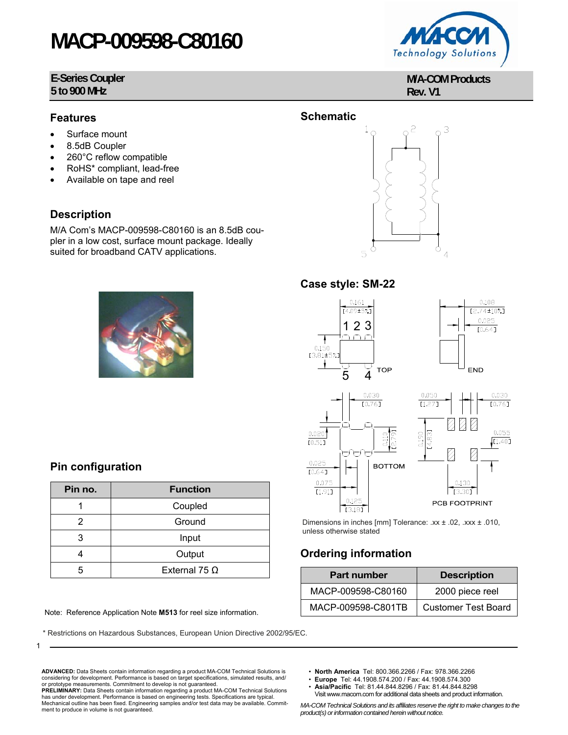# MACP-009598-C80160

**E-Series Coupler**
**5 to 900 MHz**

**M/A-COM Products**
**Rev. V1**

## Features

- Surface mount
- 8.5dB Coupler
- 260°C reflow compatible
- RoHS* compliant, lead-free
- Available on tape and reel

## Description

M/A Com's MACP-009598-C80160 is an 8.5dB coupler in a low cost, surface mount package. Ideally suited for broadband CATV applications.

## Schematic

## Case style: SM-22

Dimensions in inches [mm] Tolerance: .xx ± .02, .xxx ± .010, unless otherwise stated

## Pin configuration

| Pin no. | Function |
|---|---|
| 1 | Coupled |
| 2 | Ground |
| 3 | Input |
| 4 | Output |
| 5 | External 75 Ω |

Note: Reference Application Note **M513** for reel size information.

## Ordering information

| Part number | Description |
|---|---|
| MACP-009598-C80160 | 2000 piece reel |
| MACP-009598-C801TB | Customer Test Board |

\* Restrictions on Hazardous Substances, European Union Directive 2002/95/EC.

**ADVANCED:** Data Sheets contain information regarding a product MA-COM Technical Solutions is considering for development. Performance is based on target specifications, simulated results, and/or prototype measurements. Commitment to develop is not guaranteed.
**PRELIMINARY:** Data Sheets contain information regarding a product MA-COM Technical Solutions has under development. Performance is based on engineering tests. Specifications are typical. Mechanical outline has been fixed. Engineering samples and/or test data may be available. Commitment to produce in volume is not guaranteed.

- **North America** Tel: 800.366.2266 / Fax: 978.366.2266
- **Europe** Tel: 44.1908.574.200 / Fax: 44.1908.574.300
- **Asia/Pacific** Tel: 81.44.844.8296 / Fax: 81.44.844.8298

Visit www.macom.com for additional data sheets and product information.

*MA-COM Technical Solutions and its affiliates reserve the right to make changes to the product(s) or information contained herein without notice.*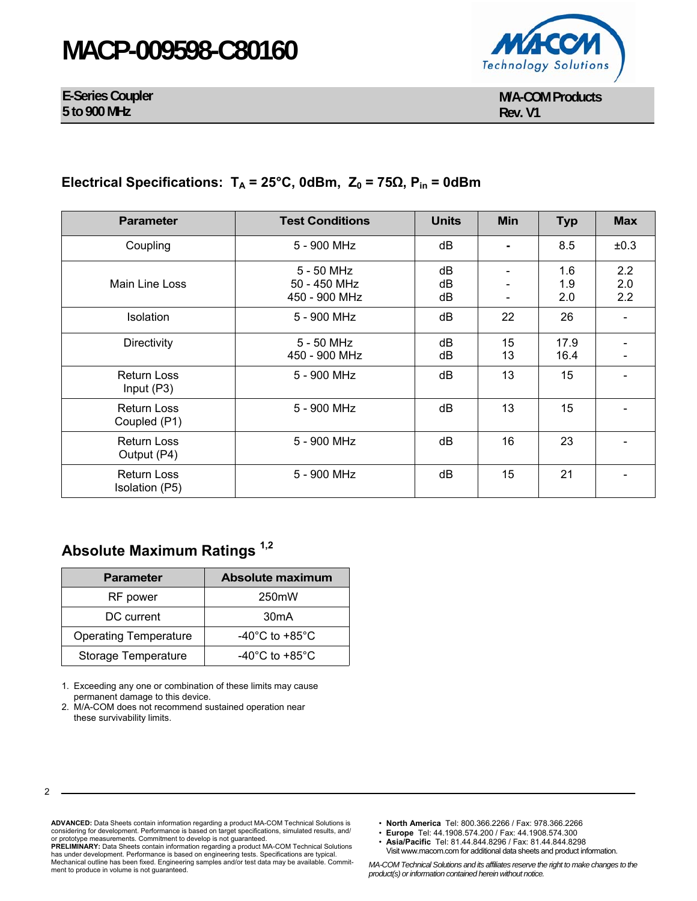# MACP-009598-C80160

**E-Series Coupler**
**5 to 900 MHz**

**M/A-COM Products**
**Rev. V1**

## Electrical Specifications: $T_A$ = 25°C, 0dBm, $Z_0$ = 75Ω, $P_{in}$ = 0dBm

| Parameter | Test Conditions | Units | Min | Typ | Max |
|---|---|---|---|---|---|
| Coupling | 5 - 900 MHz | dB | - | 8.5 | ±0.3 |
| Main Line Loss | 5 - 50 MHz<br>50 - 450 MHz<br>450 - 900 MHz | dB<br>dB<br>dB | -<br>-<br>- | 1.6<br>1.9<br>2.0 | 2.2<br>2.0<br>2.2 |
| Isolation | 5 - 900 MHz | dB | 22 | 26 | - |
| Directivity | 5 - 50 MHz<br>450 - 900 MHz | dB<br>dB | 15<br>13 | 17.9<br>16.4 | -<br>- |
| Return Loss Input (P3) | 5 - 900 MHz | dB | 13 | 15 | - |
| Return Loss Coupled (P1) | 5 - 900 MHz | dB | 13 | 15 | - |
| Return Loss Output (P4) | 5 - 900 MHz | dB | 16 | 23 | - |
| Return Loss Isolation (P5) | 5 - 900 MHz | dB | 15 | 21 | - |

## Absolute Maximum Ratings [1,2]

| Parameter | Absolute maximum |
|---|---|
| RF power | 250mW |
| DC current | 30mA |
| Operating Temperature | -40°C to +85°C |
| Storage Temperature | -40°C to +85°C |

1. Exceeding any one or combination of these limits may cause permanent damage to this device.
2. M/A-COM does not recommend sustained operation near these survivability limits.

**ADVANCED:** Data Sheets contain information regarding a product MA-COM Technical Solutions is considering for development. Performance is based on target specifications, simulated results, and/or prototype measurements. Commitment to develop is not guaranteed.
**PRELIMINARY:** Data Sheets contain information regarding a product MA-COM Technical Solutions has under development. Performance is based on engineering tests. Specifications are typical. Mechanical outline has been fixed. Engineering samples and/or test data may be available. Commitment to produce in volume is not guaranteed.

- **North America** Tel: 800.366.2266 / Fax: 978.366.2266
- **Europe** Tel: 44.1908.574.200 / Fax: 44.1908.574.300
- **Asia/Pacific** Tel: 81.44.844.8296 / Fax: 81.44.844.8298

Visit www.macom.com for additional data sheets and product information.

*MA-COM Technical Solutions and its affiliates reserve the right to make changes to the product(s) or information contained herein without notice.*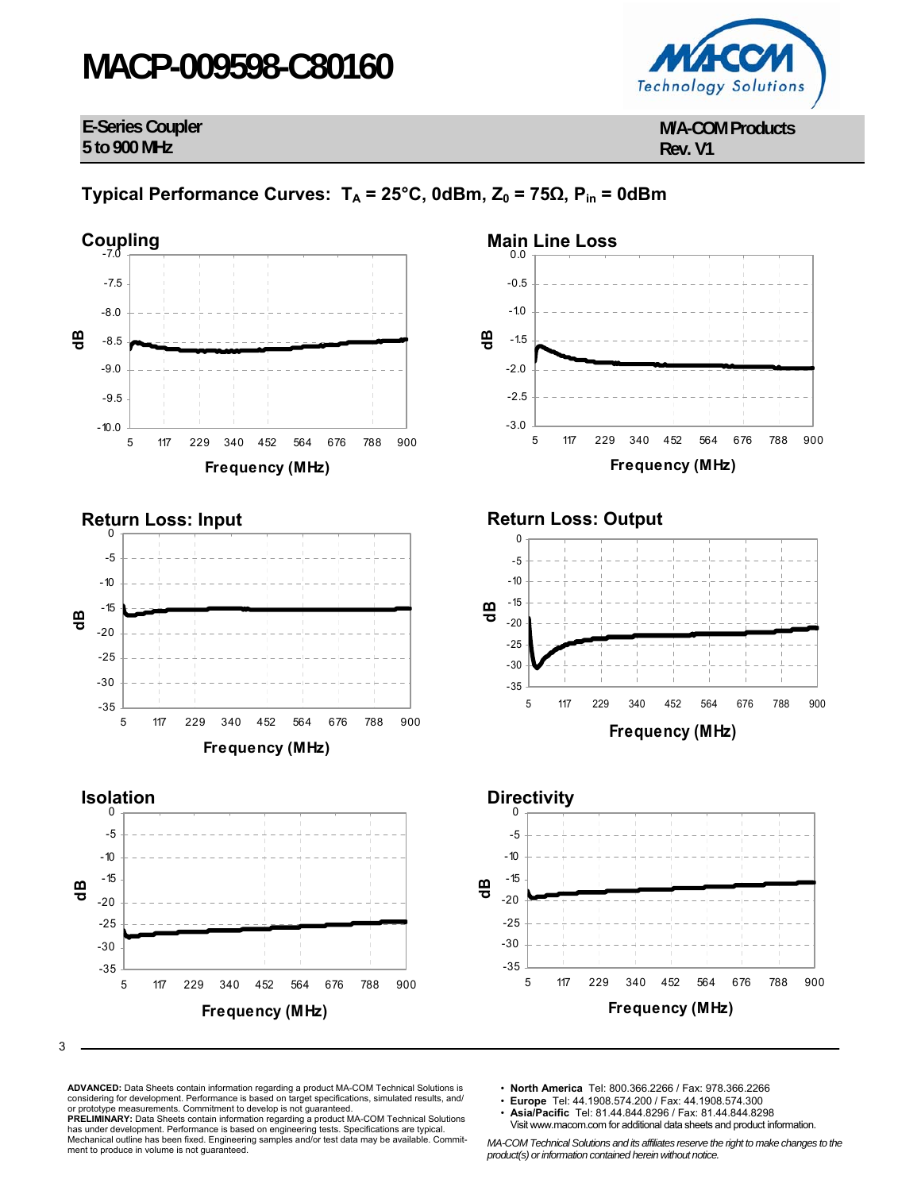## Typical Performance Curves: $T_A$ = 25°C, 0dBm, $Z_0$ = 75Ω, $P_{in}$ = 0dBm

### Coupling

dB
-7.0
-7.5
-8.0
-8.5
-9.0
-9.5
-10.0
5 117 229 340 452 564 676 788 900
Frequency (MHz)

### Main Line Loss

dB
0.0
-0.5
-1.0
-1.5
-2.0
-2.5
-3.0
5 117 229 340 452 564 676 788 900
Frequency (MHz)

### Return Loss: Input

dB
0
-5
-10
-15
-20
-25
-30
-35
5 117 229 340 452 564 676 788 900
Frequency (MHz)

### Return Loss: Output

dB
0
-5
-10
-15
-20
-25
-30
-35
5 117 229 340 452 564 676 788 900
Frequency (MHz)

### Isolation

dB
0
-5
-10
-15
-20
-25
-30
-35
5 117 229 340 452 564 676 788 900
Frequency (MHz)

### Directivity

dB
0
-5
-10
-15
-20
-25
-30
-35
5 117 229 340 452 564 676 788 900
Frequency (MHz)

**ADVANCED:** Data Sheets contain information regarding a product MA-COM Technical Solutions is considering for development. Performance is based on target specifications, simulated results, and/or prototype measurements. Commitment to develop is not guaranteed.
**PRELIMINARY:** Data Sheets contain information regarding a product MA-COM Technical Solutions has under development. Performance is based on engineering tests. Specifications are typical. Mechanical outline has been fixed. Engineering samples and/or test data may be available. Commitment to produce in volume is not guaranteed.

- **North America** Tel: 800.366.2266 / Fax: 978.366.2266
- **Europe** Tel: 44.1908.574.200 / Fax: 44.1908.574.300
- **Asia/Pacific** Tel: 81.44.844.8296 / Fax: 81.44.844.8298

Visit www.macom.com for additional data sheets and product information.

*MA-COM Technical Solutions and its affiliates reserve the right to make changes to the product(s) or information contained herein without notice.*